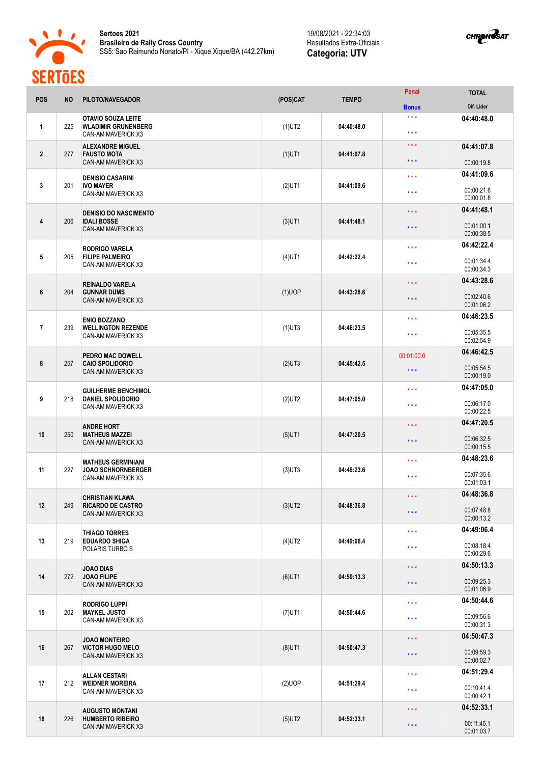**Sertoes 2021**
**Brasileiro de Rally Cross Country**
SS5: Sao Raimundo Nonato/PI - Xique Xique/BA (442.27km)

19/08/2021 - 22:34:03
Resultados Extra-Oficiais
**Categoria: UTV**

| POS | NO | PILOTO/NAVEGADOR | (POS)CAT | TEMPO | Penal / Bonus | TOTAL / Dif. Lider |
|---|---|---|---|---|---|---|
| 1 | 225 | **OTAVIO SOUZA LEITE** **WLADIMIR GRUNENBERG** CAN-AM MAVERICK X3 | (1)UT2 | **04:40:48.0** | \*\*\* \*\*\* | **04:40:48.0** |
| 2 | 277 | **ALEXANDRE MIGUEL** **FAUSTO MOTA** CAN-AM MAVERICK X3 | (1)UT1 | **04:41:07.8** | \*\*\* \*\*\* | **04:41:07.8** 00:00:19.8 |
| 3 | 201 | **DENISIO CASARINI** **IVO MAYER** CAN-AM MAVERICK X3 | (2)UT1 | **04:41:09.6** | \*\*\* \*\*\* | **04:41:09.6** 00:00:21.6 00:00:01.8 |
| 4 | 206 | **DENISIO DO NASCIMENTO** **IDALI BOSSE** CAN-AM MAVERICK X3 | (3)UT1 | **04:41:48.1** | \*\*\* \*\*\* | **04:41:48.1** 00:01:00.1 00:00:38.5 |
| 5 | 205 | **RODRIGO VARELA** **FILIPE PALMEIRO** CAN-AM MAVERICK X3 | (4)UT1 | **04:42:22.4** | \*\*\* \*\*\* | **04:42:22.4** 00:01:34.4 00:00:34.3 |
| 6 | 204 | **REINALDO VARELA** **GUNNAR DUMS** CAN-AM MAVERICK X3 | (1)UOP | **04:43:28.6** | \*\*\* \*\*\* | **04:43:28.6** 00:02:40.6 00:01:06.2 |
| 7 | 239 | **ENIO BOZZANO** **WELLINGTON REZENDE** CAN-AM MAVERICK X3 | (1)UT3 | **04:46:23.5** | \*\*\* \*\*\* | **04:46:23.5** 00:05:35.5 00:02:54.9 |
| 8 | 257 | **PEDRO MAC DOWELL** **CAIO SPOLIDORIO** CAN-AM MAVERICK X3 | (2)UT3 | **04:45:42.5** | 00:01:00.0 \*\*\* | **04:46:42.5** 00:05:54.5 00:00:19.0 |
| 9 | 218 | **GUILHERME BENCHIMOL** **DANIEL SPOLIDORIO** CAN-AM MAVERICK X3 | (2)UT2 | **04:47:05.0** | \*\*\* \*\*\* | **04:47:05.0** 00:06:17.0 00:00:22.5 |
| 10 | 250 | **ANDRE HORT** **MATHEUS MAZZEI** CAN-AM MAVERICK X3 | (5)UT1 | **04:47:20.5** | \*\*\* \*\*\* | **04:47:20.5** 00:06:32.5 00:00:15.5 |
| 11 | 227 | **MATHEUS GERMINIANI** **JOAO SCHNORNBERGER** CAN-AM MAVERICK X3 | (3)UT3 | **04:48:23.6** | \*\*\* \*\*\* | **04:48:23.6** 00:07:35.6 00:01:03.1 |
| 12 | 249 | **CHRISTIAN KLAWA** **RICARDO DE CASTRO** CAN-AM MAVERICK X3 | (3)UT2 | **04:48:36.8** | \*\*\* \*\*\* | **04:48:36.8** 00:07:48.8 00:00:13.2 |
| 13 | 219 | **THIAGO TORRES** **EDUARDO SHIGA** POLARIS TURBO S | (4)UT2 | **04:49:06.4** | \*\*\* \*\*\* | **04:49:06.4** 00:08:18.4 00:00:29.6 |
| 14 | 272 | **JOAO DIAS** **JOAO FILIPE** CAN-AM MAVERICK X3 | (6)UT1 | **04:50:13.3** | \*\*\* \*\*\* | **04:50:13.3** 00:09:25.3 00:01:06.9 |
| 15 | 202 | **RODRIGO LUPPI** **MAYKEL JUSTO** CAN-AM MAVERICK X3 | (7)UT1 | **04:50:44.6** | \*\*\* \*\*\* | **04:50:44.6** 00:09:56.6 00:00:31.3 |
| 16 | 267 | **JOAO MONTEIRO** **VICTOR HUGO MELO** CAN-AM MAVERICK X3 | (8)UT1 | **04:50:47.3** | \*\*\* \*\*\* | **04:50:47.3** 00:09:59.3 00:00:02.7 |
| 17 | 212 | **ALLAN CESTARI** **WEIDNER MOREIRA** CAN-AM MAVERICK X3 | (2)UOP | **04:51:29.4** | \*\*\* \*\*\* | **04:51:29.4** 00:10:41.4 00:00:42.1 |
| 18 | 226 | **AUGUSTO MONTANI** **HUMBERTO RIBEIRO** CAN-AM MAVERICK X3 | (5)UT2 | **04:52:33.1** | \*\*\* \*\*\* | **04:52:33.1** 00:11:45.1 00:01:03.7 |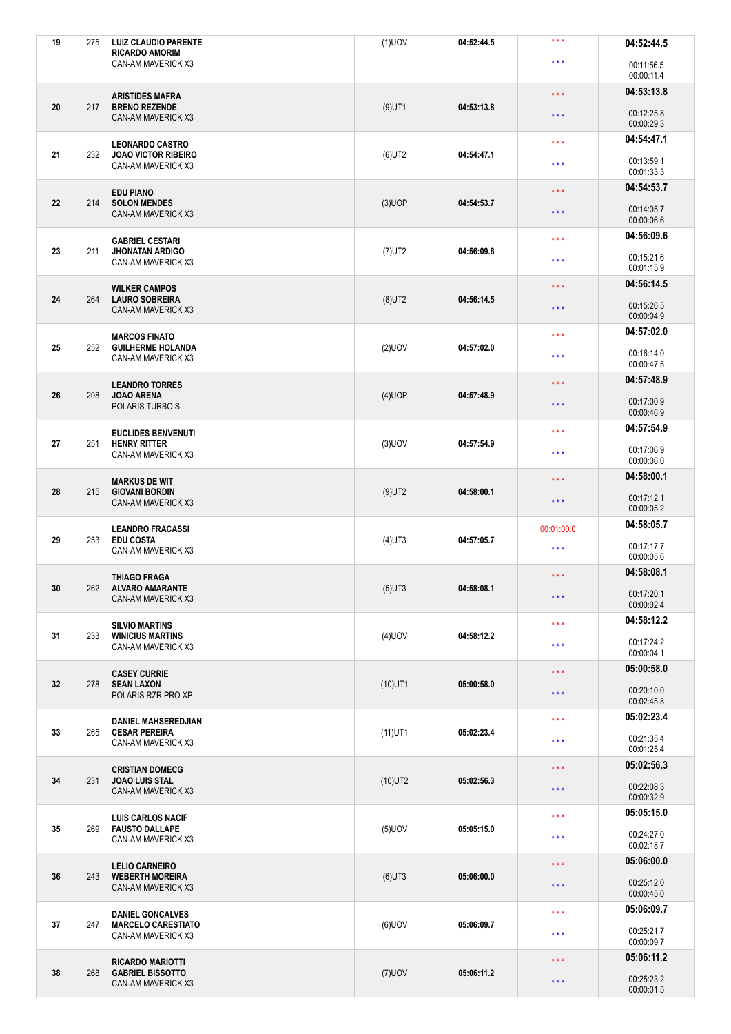| | | | | | | |
|---|---|---|---|---|---|---|
| 19 | 275 | **LUIZ CLAUDIO PARENTE**<br>**RICARDO AMORIM**<br>CAN-AM MAVERICK X3 | (1)UOV | 04:52:44.5 | * * *<br>* * * | **04:52:44.5**<br>00:11:56.5<br>00:00:11.4 |
| 20 | 217 | **ARISTIDES MAFRA**<br>**BRENO REZENDE**<br>CAN-AM MAVERICK X3 | (9)UT1 | 04:53:13.8 | * * *<br>* * * | **04:53:13.8**<br>00:12:25.8<br>00:00:29.3 |
| 21 | 232 | **LEONARDO CASTRO**<br>**JOAO VICTOR RIBEIRO**<br>CAN-AM MAVERICK X3 | (6)UT2 | 04:54:47.1 | * * *<br>* * * | **04:54:47.1**<br>00:13:59.1<br>00:01:33.3 |
| 22 | 214 | **EDU PIANO**<br>**SOLON MENDES**<br>CAN-AM MAVERICK X3 | (3)UOP | 04:54:53.7 | * * *<br>* * * | **04:54:53.7**<br>00:14:05.7<br>00:00:06.6 |
| 23 | 211 | **GABRIEL CESTARI**<br>**JHONATAN ARDIGO**<br>CAN-AM MAVERICK X3 | (7)UT2 | 04:56:09.6 | * * *<br>* * * | **04:56:09.6**<br>00:15:21.6<br>00:01:15.9 |
| 24 | 264 | **WILKER CAMPOS**<br>**LAURO SOBREIRA**<br>CAN-AM MAVERICK X3 | (8)UT2 | 04:56:14.5 | * * *<br>* * * | **04:56:14.5**<br>00:15:26.5<br>00:00:04.9 |
| 25 | 252 | **MARCOS FINATO**<br>**GUILHERME HOLANDA**<br>CAN-AM MAVERICK X3 | (2)UOV | 04:57:02.0 | * * *<br>* * * | **04:57:02.0**<br>00:16:14.0<br>00:00:47.5 |
| 26 | 208 | **LEANDRO TORRES**<br>**JOAO ARENA**<br>POLARIS TURBO S | (4)UOP | 04:57:48.9 | * * *<br>* * * | **04:57:48.9**<br>00:17:00.9<br>00:00:46.9 |
| 27 | 251 | **EUCLIDES BENVENUTI**<br>**HENRY RITTER**<br>CAN-AM MAVERICK X3 | (3)UOV | 04:57:54.9 | * * *<br>* * * | **04:57:54.9**<br>00:17:06.9<br>00:00:06.0 |
| 28 | 215 | **MARKUS DE WIT**<br>**GIOVANI BORDIN**<br>CAN-AM MAVERICK X3 | (9)UT2 | 04:58:00.1 | * * *<br>* * * | **04:58:00.1**<br>00:17:12.1<br>00:00:05.2 |
| 29 | 253 | **LEANDRO FRACASSI**<br>**EDU COSTA**<br>CAN-AM MAVERICK X3 | (4)UT3 | 04:57:05.7 | 00:01:00.0<br>* * * | **04:58:05.7**<br>00:17:17.7<br>00:00:05.6 |
| 30 | 262 | **THIAGO FRAGA**<br>**ALVARO AMARANTE**<br>CAN-AM MAVERICK X3 | (5)UT3 | 04:58:08.1 | * * *<br>* * * | **04:58:08.1**<br>00:17:20.1<br>00:00:02.4 |
| 31 | 233 | **SILVIO MARTINS**<br>**WINICIUS MARTINS**<br>CAN-AM MAVERICK X3 | (4)UOV | 04:58:12.2 | * * *<br>* * * | **04:58:12.2**<br>00:17:24.2<br>00:00:04.1 |
| 32 | 278 | **CASEY CURRIE**<br>**SEAN LAXON**<br>POLARIS RZR PRO XP | (10)UT1 | 05:00:58.0 | * * *<br>* * * | **05:00:58.0**<br>00:20:10.0<br>00:02:45.8 |
| 33 | 265 | **DANIEL MAHSEREDJIAN**<br>**CESAR PEREIRA**<br>CAN-AM MAVERICK X3 | (11)UT1 | 05:02:23.4 | * * *<br>* * * | **05:02:23.4**<br>00:21:35.4<br>00:01:25.4 |
| 34 | 231 | **CRISTIAN DOMECG**<br>**JOAO LUIS STAL**<br>CAN-AM MAVERICK X3 | (10)UT2 | 05:02:56.3 | * * *<br>* * * | **05:02:56.3**<br>00:22:08.3<br>00:00:32.9 |
| 35 | 269 | **LUIS CARLOS NACIF**<br>**FAUSTO DALLAPE**<br>CAN-AM MAVERICK X3 | (5)UOV | 05:05:15.0 | * * *<br>* * * | **05:05:15.0**<br>00:24:27.0<br>00:02:18.7 |
| 36 | 243 | **LELIO CARNEIRO**<br>**WEBERTH MOREIRA**<br>CAN-AM MAVERICK X3 | (6)UT3 | 05:06:00.0 | * * *<br>* * * | **05:06:00.0**<br>00:25:12.0<br>00:00:45.0 |
| 37 | 247 | **DANIEL GONCALVES**<br>**MARCELO CARESTIATO**<br>CAN-AM MAVERICK X3 | (6)UOV | 05:06:09.7 | * * *<br>* * * | **05:06:09.7**<br>00:25:21.7<br>00:00:09.7 |
| 38 | 268 | **RICARDO MARIOTTI**<br>**GABRIEL BISSOTTO**<br>CAN-AM MAVERICK X3 | (7)UOV | 05:06:11.2 | * * *<br>* * * | **05:06:11.2**<br>00:25:23.2<br>00:00:01.5 |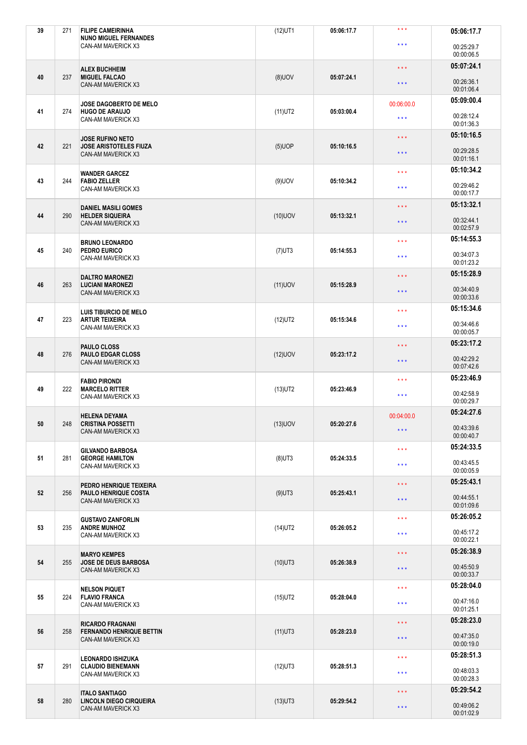| 39 | 271 | FILIPE CAMEIRINHA<br>NUNO MIGUEL FERNANDES<br>CAN-AM MAVERICK X3 | (12)UT1 | 05:06:17.7 | \*\*\*<br>\*\*\* | 05:06:17.7<br>00:25:29.7<br>00:00:06.5 |
|---|---|---|---|---|---|---|
| 40 | 237 | ALEX BUCHHEIM<br>MIGUEL FALCAO<br>CAN-AM MAVERICK X3 | (8)UOV | 05:07:24.1 | \*\*\*<br>\*\*\* | 05:07:24.1<br>00:26:36.1<br>00:01:06.4 |
| 41 | 274 | JOSE DAGOBERTO DE MELO<br>HUGO DE ARAUJO<br>CAN-AM MAVERICK X3 | (11)UT2 | 05:03:00.4 | 00:06:00.0<br>\*\*\* | 05:09:00.4<br>00:28:12.4<br>00:01:36.3 |
| 42 | 221 | JOSE RUFINO NETO<br>JOSE ARISTOTELES FIUZA<br>CAN-AM MAVERICK X3 | (5)UOP | 05:10:16.5 | \*\*\*<br>\*\*\* | 05:10:16.5<br>00:29:28.5<br>00:01:16.1 |
| 43 | 244 | WANDER GARCEZ<br>FABIO ZELLER<br>CAN-AM MAVERICK X3 | (9)UOV | 05:10:34.2 | \*\*\*<br>\*\*\* | 05:10:34.2<br>00:29:46.2<br>00:00:17.7 |
| 44 | 290 | DANIEL MASILI GOMES<br>HELDER SIQUEIRA<br>CAN-AM MAVERICK X3 | (10)UOV | 05:13:32.1 | \*\*\*<br>\*\*\* | 05:13:32.1<br>00:32:44.1<br>00:02:57.9 |
| 45 | 240 | BRUNO LEONARDO<br>PEDRO EURICO<br>CAN-AM MAVERICK X3 | (7)UT3 | 05:14:55.3 | \*\*\*<br>\*\*\* | 05:14:55.3<br>00:34:07.3<br>00:01:23.2 |
| 46 | 263 | DALTRO MARONEZI<br>LUCIANI MARONEZI<br>CAN-AM MAVERICK X3 | (11)UOV | 05:15:28.9 | \*\*\*<br>\*\*\* | 05:15:28.9<br>00:34:40.9<br>00:00:33.6 |
| 47 | 223 | LUIS TIBURCIO DE MELO<br>ARTUR TEIXEIRA<br>CAN-AM MAVERICK X3 | (12)UT2 | 05:15:34.6 | \*\*\*<br>\*\*\* | 05:15:34.6<br>00:34:46.6<br>00:00:05.7 |
| 48 | 276 | PAULO CLOSS<br>PAULO EDGAR CLOSS<br>CAN-AM MAVERICK X3 | (12)UOV | 05:23:17.2 | \*\*\*<br>\*\*\* | 05:23:17.2<br>00:42:29.2<br>00:07:42.6 |
| 49 | 222 | FABIO PIRONDI<br>MARCELO RITTER<br>CAN-AM MAVERICK X3 | (13)UT2 | 05:23:46.9 | \*\*\*<br>\*\*\* | 05:23:46.9<br>00:42:58.9<br>00:00:29.7 |
| 50 | 248 | HELENA DEYAMA<br>CRISTINA POSSETTI<br>CAN-AM MAVERICK X3 | (13)UOV | 05:20:27.6 | 00:04:00.0<br>\*\*\* | 05:24:27.6<br>00:43:39.6<br>00:00:40.7 |
| 51 | 281 | GILVANDO BARBOSA<br>GEORGE HAMILTON<br>CAN-AM MAVERICK X3 | (8)UT3 | 05:24:33.5 | \*\*\*<br>\*\*\* | 05:24:33.5<br>00:43:45.5<br>00:00:05.9 |
| 52 | 256 | PEDRO HENRIQUE TEIXEIRA<br>PAULO HENRIQUE COSTA<br>CAN-AM MAVERICK X3 | (9)UT3 | 05:25:43.1 | \*\*\*<br>\*\*\* | 05:25:43.1<br>00:44:55.1<br>00:01:09.6 |
| 53 | 235 | GUSTAVO ZANFORLIN<br>ANDRE MUNHOZ<br>CAN-AM MAVERICK X3 | (14)UT2 | 05:26:05.2 | \*\*\*<br>\*\*\* | 05:26:05.2<br>00:45:17.2<br>00:00:22.1 |
| 54 | 255 | MARYO KEMPES<br>JOSE DE DEUS BARBOSA<br>CAN-AM MAVERICK X3 | (10)UT3 | 05:26:38.9 | \*\*\*<br>\*\*\* | 05:26:38.9<br>00:45:50.9<br>00:00:33.7 |
| 55 | 224 | NELSON PIQUET<br>FLAVIO FRANCA<br>CAN-AM MAVERICK X3 | (15)UT2 | 05:28:04.0 | \*\*\*<br>\*\*\* | 05:28:04.0<br>00:47:16.0<br>00:01:25.1 |
| 56 | 258 | RICARDO FRAGNANI<br>FERNANDO HENRIQUE BETTIN<br>CAN-AM MAVERICK X3 | (11)UT3 | 05:28:23.0 | \*\*\*<br>\*\*\* | 05:28:23.0<br>00:47:35.0<br>00:00:19.0 |
| 57 | 291 | LEONARDO ISHIZUKA<br>CLAUDIO BIENEMANN<br>CAN-AM MAVERICK X3 | (12)UT3 | 05:28:51.3 | \*\*\*<br>\*\*\* | 05:28:51.3<br>00:48:03.3<br>00:00:28.3 |
| 58 | 280 | ITALO SANTIAGO<br>LINCOLN DIEGO CIRQUEIRA<br>CAN-AM MAVERICK X3 | (13)UT3 | 05:29:54.2 | \*\*\*<br>\*\*\* | 05:29:54.2<br>00:49:06.2<br>00:01:02.9 |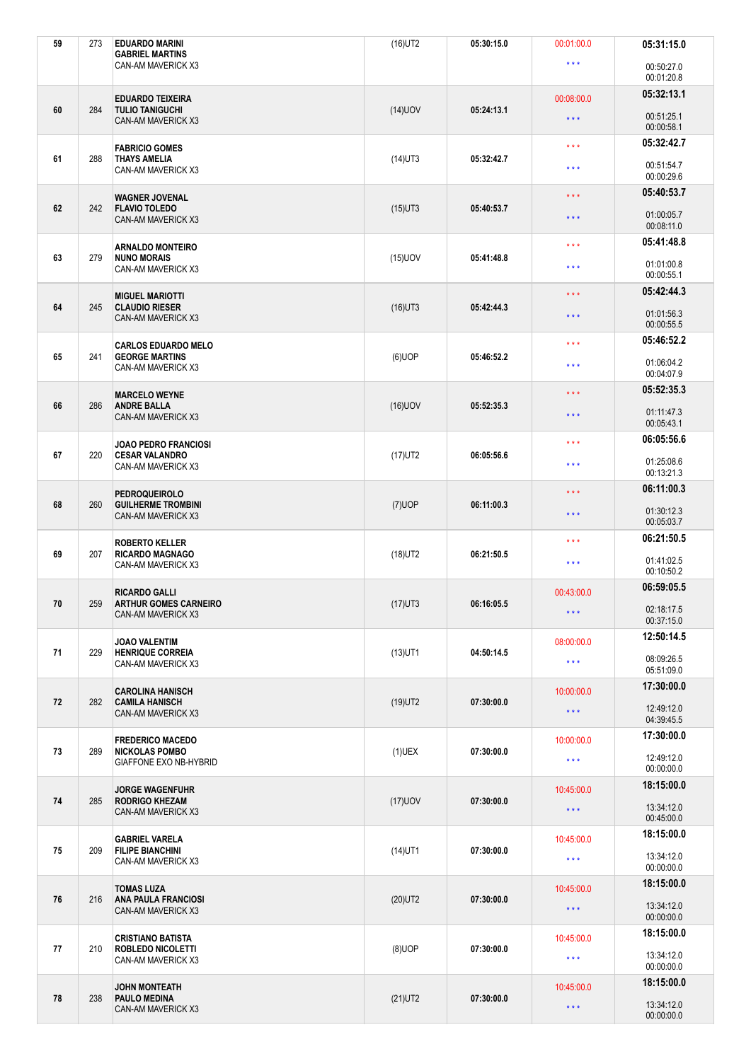| 59 | 273 | EDUARDO MARINI<br>GABRIEL MARTINS<br>CAN-AM MAVERICK X3 | (16)UT2 | 05:30:15.0 | 00:01:00.0<br>* * * | 05:31:15.0<br>00:50:27.0<br>00:01:20.8 |
|---|---|---|---|---|---|---|
| 60 | 284 | EDUARDO TEIXEIRA<br>TULIO TANIGUCHI<br>CAN-AM MAVERICK X3 | (14)UOV | 05:24:13.1 | 00:08:00.0<br>* * * | 05:32:13.1<br>00:51:25.1<br>00:00:58.1 |
| 61 | 288 | FABRICIO GOMES<br>THAYS AMELIA<br>CAN-AM MAVERICK X3 | (14)UT3 | 05:32:42.7 | * * *<br>* * * | 05:32:42.7<br>00:51:54.7<br>00:00:29.6 |
| 62 | 242 | WAGNER JOVENAL<br>FLAVIO TOLEDO<br>CAN-AM MAVERICK X3 | (15)UT3 | 05:40:53.7 | * * *<br>* * * | 05:40:53.7<br>01:00:05.7<br>00:08:11.0 |
| 63 | 279 | ARNALDO MONTEIRO<br>NUNO MORAIS<br>CAN-AM MAVERICK X3 | (15)UOV | 05:41:48.8 | * * *<br>* * * | 05:41:48.8<br>01:01:00.8<br>00:00:55.1 |
| 64 | 245 | MIGUEL MARIOTTI<br>CLAUDIO RIESER<br>CAN-AM MAVERICK X3 | (16)UT3 | 05:42:44.3 | * * *<br>* * * | 05:42:44.3<br>01:01:56.3<br>00:00:55.5 |
| 65 | 241 | CARLOS EDUARDO MELO<br>GEORGE MARTINS<br>CAN-AM MAVERICK X3 | (6)UOP | 05:46:52.2 | * * *<br>* * * | 05:46:52.2<br>01:06:04.2<br>00:04:07.9 |
| 66 | 286 | MARCELO WEYNE<br>ANDRE BALLA<br>CAN-AM MAVERICK X3 | (16)UOV | 05:52:35.3 | * * *<br>* * * | 05:52:35.3<br>01:11:47.3<br>00:05:43.1 |
| 67 | 220 | JOAO PEDRO FRANCIOSI<br>CESAR VALANDRO<br>CAN-AM MAVERICK X3 | (17)UT2 | 06:05:56.6 | * * *<br>* * * | 06:05:56.6<br>01:25:08.6<br>00:13:21.3 |
| 68 | 260 | PEDROQUEIROLO<br>GUILHERME TROMBINI<br>CAN-AM MAVERICK X3 | (7)UOP | 06:11:00.3 | * * *<br>* * * | 06:11:00.3<br>01:30:12.3<br>00:05:03.7 |
| 69 | 207 | ROBERTO KELLER<br>RICARDO MAGNAGO<br>CAN-AM MAVERICK X3 | (18)UT2 | 06:21:50.5 | * * *<br>* * * | 06:21:50.5<br>01:41:02.5<br>00:10:50.2 |
| 70 | 259 | RICARDO GALLI<br>ARTHUR GOMES CARNEIRO<br>CAN-AM MAVERICK X3 | (17)UT3 | 06:16:05.5 | 00:43:00.0<br>* * * | 06:59:05.5<br>02:18:17.5<br>00:37:15.0 |
| 71 | 229 | JOAO VALENTIM<br>HENRIQUE CORREIA<br>CAN-AM MAVERICK X3 | (13)UT1 | 04:50:14.5 | 08:00:00.0<br>* * * | 12:50:14.5<br>08:09:26.5<br>05:51:09.0 |
| 72 | 282 | CAROLINA HANISCH<br>CAMILA HANISCH<br>CAN-AM MAVERICK X3 | (19)UT2 | 07:30:00.0 | 10:00:00.0<br>* * * | 17:30:00.0<br>12:49:12.0<br>04:39:45.5 |
| 73 | 289 | FREDERICO MACEDO<br>NICKOLAS POMBO<br>GIAFFONE EXO NB-HYBRID | (1)UEX | 07:30:00.0 | 10:00:00.0<br>* * * | 17:30:00.0<br>12:49:12.0<br>00:00:00.0 |
| 74 | 285 | JORGE WAGENFUHR<br>RODRIGO KHEZAM<br>CAN-AM MAVERICK X3 | (17)UOV | 07:30:00.0 | 10:45:00.0<br>* * * | 18:15:00.0<br>13:34:12.0<br>00:45:00.0 |
| 75 | 209 | GABRIEL VARELA<br>FILIPE BIANCHINI<br>CAN-AM MAVERICK X3 | (14)UT1 | 07:30:00.0 | 10:45:00.0<br>* * * | 18:15:00.0<br>13:34:12.0<br>00:00:00.0 |
| 76 | 216 | TOMAS LUZA<br>ANA PAULA FRANCIOSI<br>CAN-AM MAVERICK X3 | (20)UT2 | 07:30:00.0 | 10:45:00.0<br>* * * | 18:15:00.0<br>13:34:12.0<br>00:00:00.0 |
| 77 | 210 | CRISTIANO BATISTA<br>ROBLEDO NICOLETTI<br>CAN-AM MAVERICK X3 | (8)UOP | 07:30:00.0 | 10:45:00.0<br>* * * | 18:15:00.0<br>13:34:12.0<br>00:00:00.0 |
| 78 | 238 | JOHN MONTEATH<br>PAULO MEDINA<br>CAN-AM MAVERICK X3 | (21)UT2 | 07:30:00.0 | 10:45:00.0<br>* * * | 18:15:00.0<br>13:34:12.0<br>00:00:00.0 |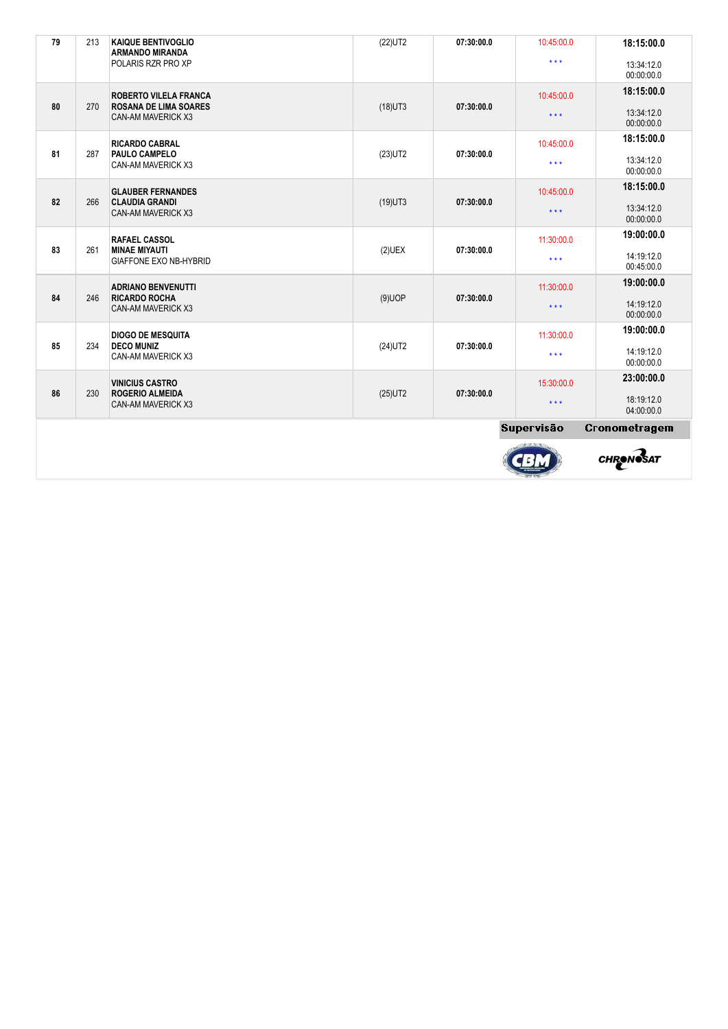| | | | | | | |
|---|---|---|---|---|---|---|
| 79 | 213 | **KAIQUE BENTIVOGLIO**<br>**ARMANDO MIRANDA**<br>POLARIS RZR PRO XP | (22)UT2 | **07:30:00.0** | 10:45:00.0<br>*** | **18:15:00.0**<br>13:34:12.0<br>00:00:00.0 |
| 80 | 270 | **ROBERTO VILELA FRANCA**<br>**ROSANA DE LIMA SOARES**<br>CAN-AM MAVERICK X3 | (18)UT3 | **07:30:00.0** | 10:45:00.0<br>*** | **18:15:00.0**<br>13:34:12.0<br>00:00:00.0 |
| 81 | 287 | **RICARDO CABRAL**<br>**PAULO CAMPELO**<br>CAN-AM MAVERICK X3 | (23)UT2 | **07:30:00.0** | 10:45:00.0<br>*** | **18:15:00.0**<br>13:34:12.0<br>00:00:00.0 |
| 82 | 266 | **GLAUBER FERNANDES**<br>**CLAUDIA GRANDI**<br>CAN-AM MAVERICK X3 | (19)UT3 | **07:30:00.0** | 10:45:00.0<br>*** | **18:15:00.0**<br>13:34:12.0<br>00:00:00.0 |
| 83 | 261 | **RAFAEL CASSOL**<br>**MINAE MIYAUTI**<br>GIAFFONE EXO NB-HYBRID | (2)UEX | **07:30:00.0** | 11:30:00.0<br>*** | **19:00:00.0**<br>14:19:12.0<br>00:45:00.0 |
| 84 | 246 | **ADRIANO BENVENUTTI**<br>**RICARDO ROCHA**<br>CAN-AM MAVERICK X3 | (9)UOP | **07:30:00.0** | 11:30:00.0<br>*** | **19:00:00.0**<br>14:19:12.0<br>00:00:00.0 |
| 85 | 234 | **DIOGO DE MESQUITA**<br>**DECO MUNIZ**<br>CAN-AM MAVERICK X3 | (24)UT2 | **07:30:00.0** | 11:30:00.0<br>*** | **19:00:00.0**<br>14:19:12.0<br>00:00:00.0 |
| 86 | 230 | **VINICIUS CASTRO**<br>**ROGERIO ALMEIDA**<br>CAN-AM MAVERICK X3 | (25)UT2 | **07:30:00.0** | 15:30:00.0<br>*** | **23:00:00.0**<br>18:19:12.0<br>04:00:00.0 |

**Supervisão** **Cronometragem**

CBM CHRONOSAT